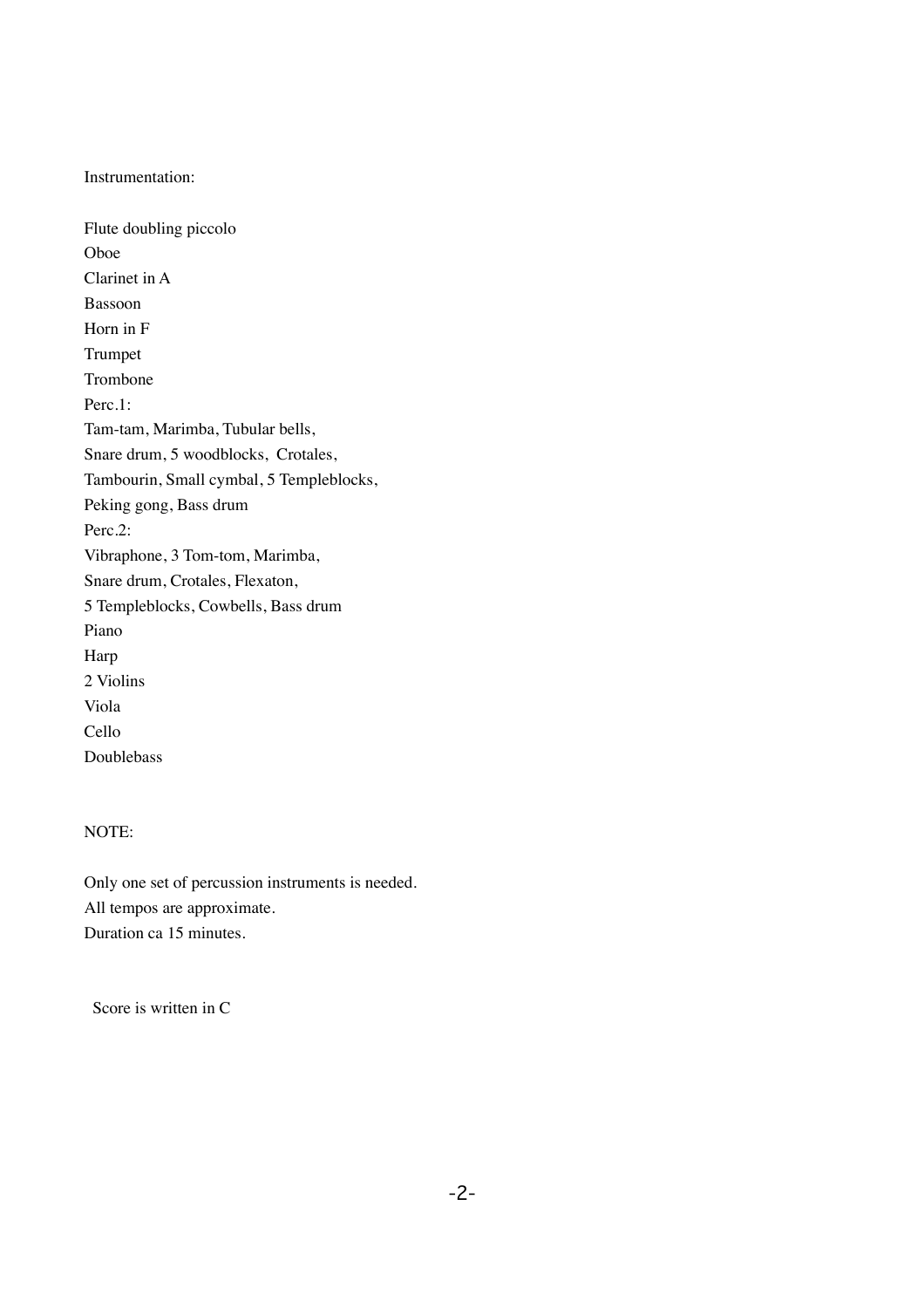Instrumentation:

Flute doubling piccolo
Oboe
Clarinet in A
Bassoon
Horn in F
Trumpet
Trombone
Perc.1:
Tam-tam, Marimba, Tubular bells,
Snare drum, 5 woodblocks, Crotales,
Tambourin, Small cymbal, 5 Templeblocks,
Peking gong, Bass drum
Perc.2:
Vibraphone, 3 Tom-tom, Marimba,
Snare drum, Crotales, Flexaton,
5 Templeblocks, Cowbells, Bass drum
Piano
Harp
2 Violins
Viola
Cello
Doublebass

NOTE:

Only one set of percussion instruments is needed.
All tempos are approximate.
Duration ca 15 minutes.

Score is written in C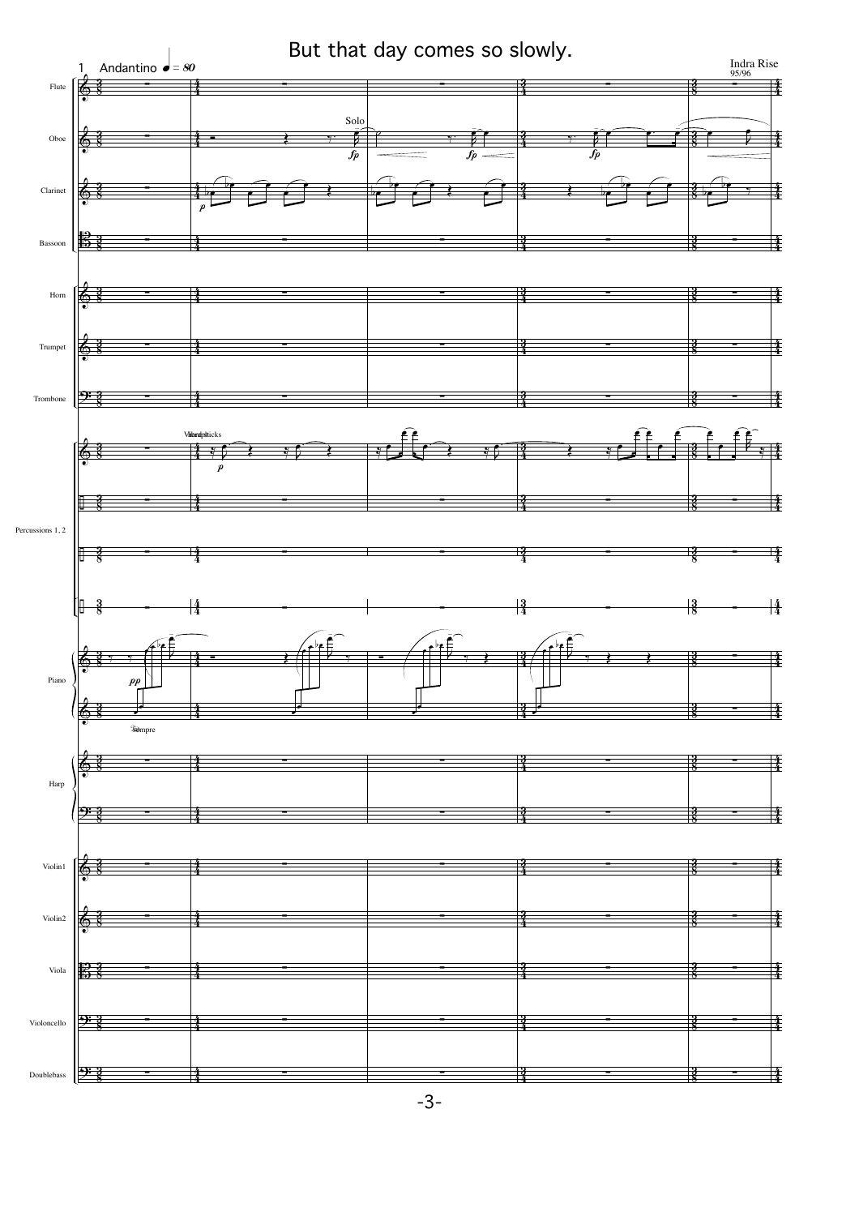# But that day comes so slowly.

Indra Rise
95/96